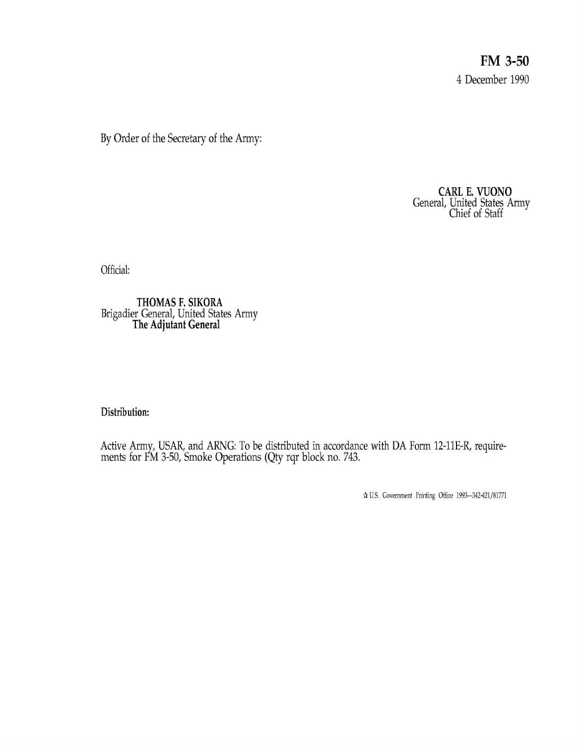**FM 3-50**
4 December 1990

By Order of the Secretary of the Army:

**CARL E. VUONO**
General, United States Army
Chief of Staff

Official:

**THOMAS F. SIKORA**
Brigadier General, United States Army
**The Adjutant General**

**Distribution:**

Active Army, USAR, and ARNG: To be distributed in accordance with DA Form 12-11E-R, requirements for FM 3-50, Smoke Operations (Qty rqr block no. 743.

☆ U.S. Government Printing Office 1993—342-421/81771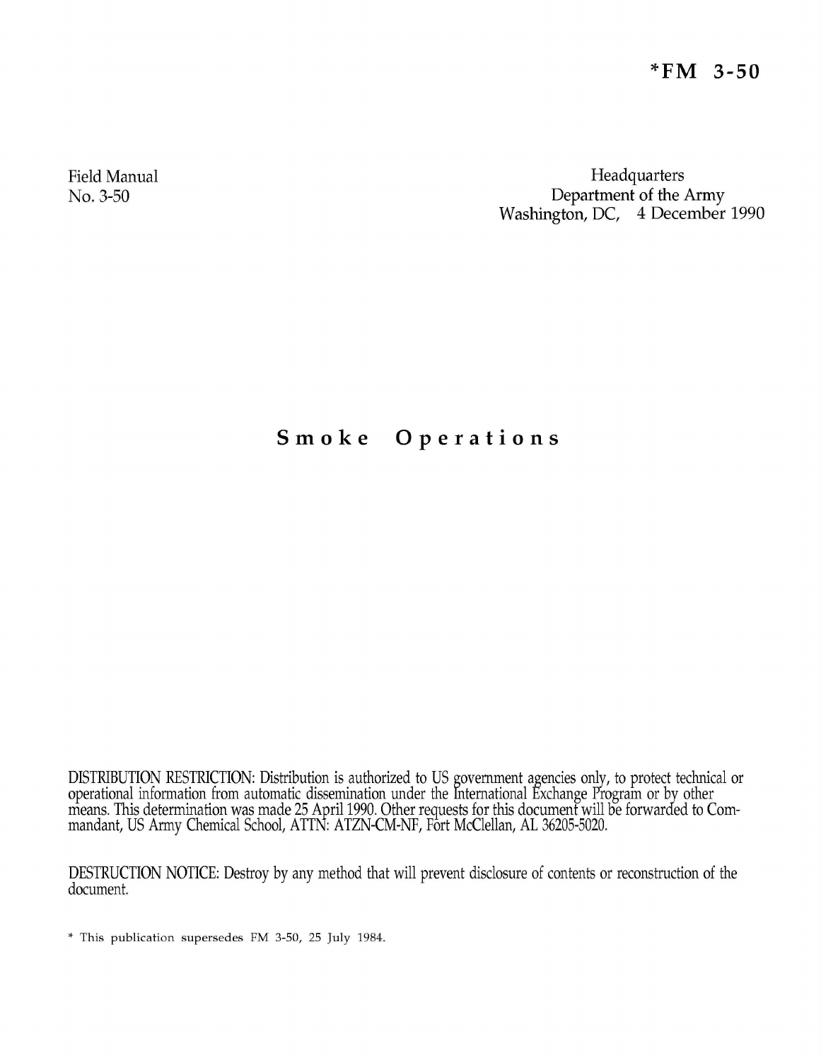*FM 3-50

Field Manual
No. 3-50

Headquarters
Department of the Army
Washington, DC, 4 December 1990

# Smoke Operations

DISTRIBUTION RESTRICTION: Distribution is authorized to US government agencies only, to protect technical or operational information from automatic dissemination under the International Exchange Program or by other means. This determination was made 25 April 1990. Other requests for this document will be forwarded to Commandant, US Army Chemical School, ATTN: ATZN-CM-NF, Fort McClellan, AL 36205-5020.

DESTRUCTION NOTICE: Destroy by any method that will prevent disclosure of contents or reconstruction of the document.

* This publication supersedes FM 3-50, 25 July 1984.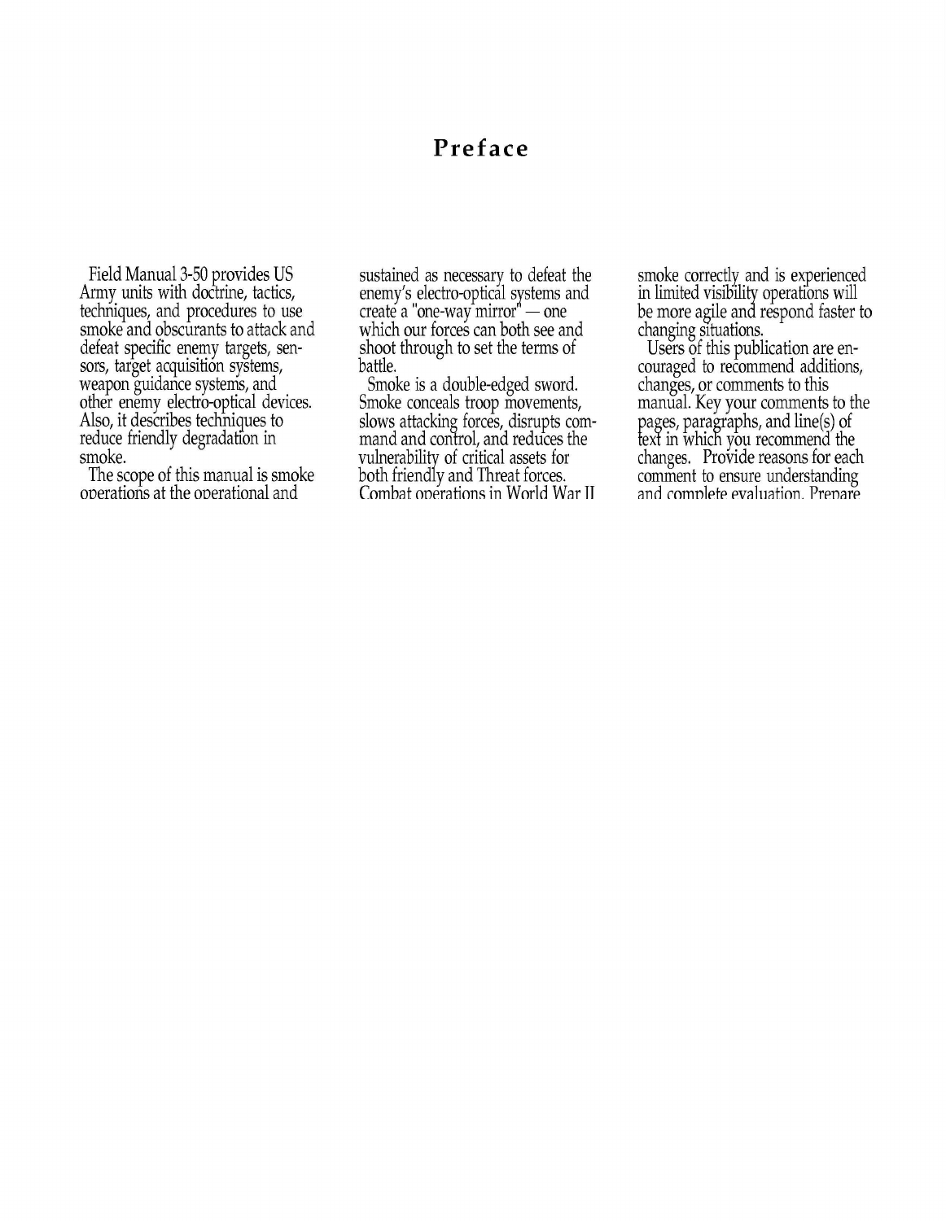# Preface

Field Manual 3-50 provides US Army units with doctrine, tactics, techniques, and procedures to use smoke and obscurants to attack and defeat specific enemy targets, sensors, target acquisition systems, weapon guidance systems, and other enemy electro-optical devices. Also, it describes techniques to reduce friendly degradation in smoke.

The scope of this manual is smoke operations at the operational and sustained as necessary to defeat the enemy's electro-optical systems and create a "one-way mirror" — one which our forces can both see and shoot through to set the terms of battle.

Smoke is a double-edged sword. Smoke conceals troop movements, slows attacking forces, disrupts command and control, and reduces the vulnerability of critical assets for both friendly and Threat forces. Combat operations in World War II smoke correctly and is experienced in limited visibility operations will be more agile and respond faster to changing situations.

Users of this publication are encouraged to recommend additions, changes, or comments to this manual. Key your comments to the pages, paragraphs, and line(s) of text in which you recommend the changes. Provide reasons for each comment to ensure understanding and complete evaluation. Prepare